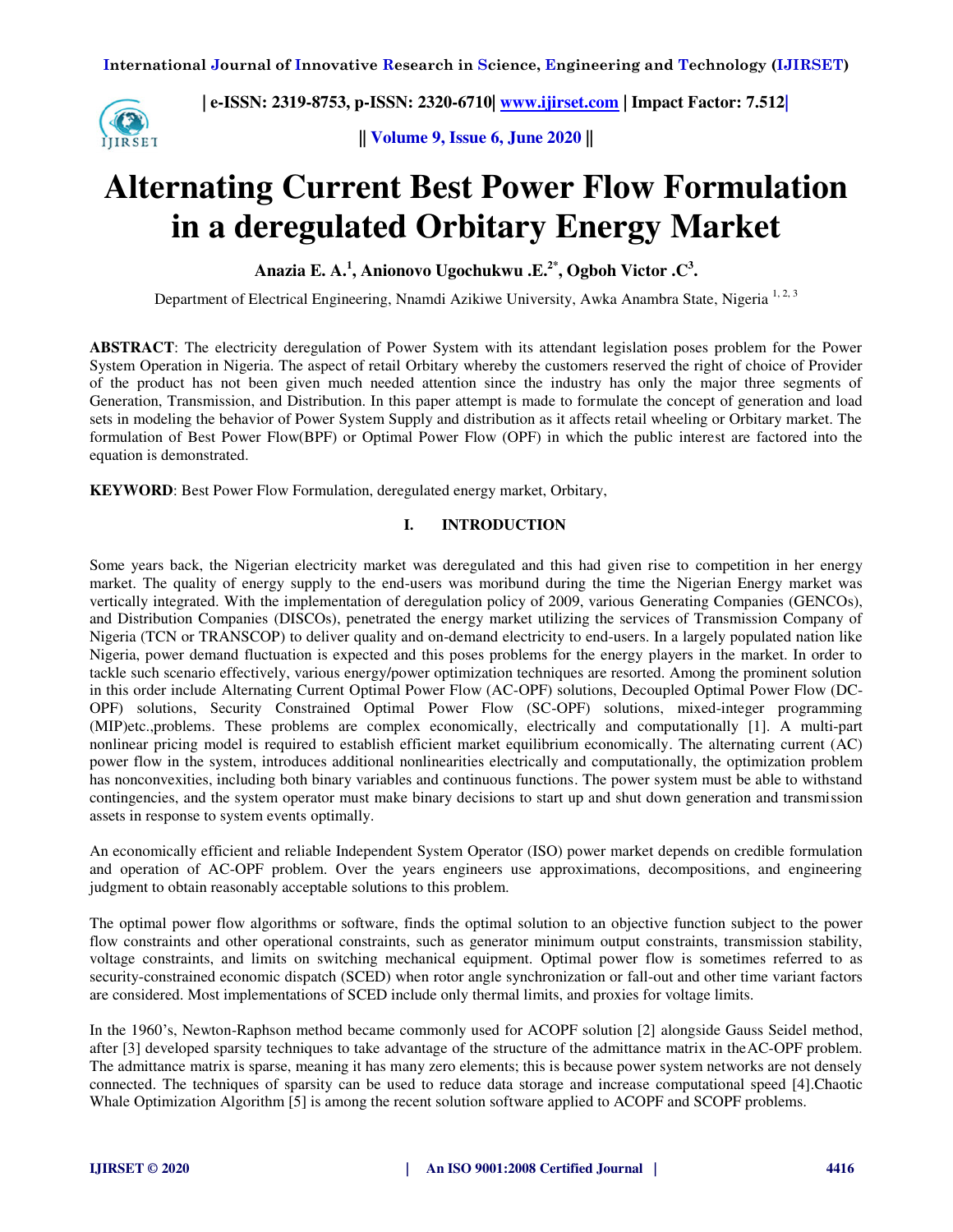# Alternating Current Best Power Flow Formulation in a deregulated Orbitary Energy Market

**Anazia E. A.[1], Anionovo Ugochukwu .E.[2*], Ogboh Victor .C[3].**

Department of Electrical Engineering, Nnamdi Azikiwe University, Awka Anambra State, Nigeria [1, 2, 3]

**ABSTRACT**: The electricity deregulation of Power System with its attendant legislation poses problem for the Power System Operation in Nigeria. The aspect of retail Orbitary whereby the customers reserved the right of choice of Provider of the product has not been given much needed attention since the industry has only the major three segments of Generation, Transmission, and Distribution. In this paper attempt is made to formulate the concept of generation and load sets in modeling the behavior of Power System Supply and distribution as it affects retail wheeling or Orbitary market. The formulation of Best Power Flow(BPF) or Optimal Power Flow (OPF) in which the public interest are factored into the equation is demonstrated.

**KEYWORD**: Best Power Flow Formulation, deregulated energy market, Orbitary,

## I. INTRODUCTION

Some years back, the Nigerian electricity market was deregulated and this had given rise to competition in her energy market. The quality of energy supply to the end-users was moribund during the time the Nigerian Energy market was vertically integrated. With the implementation of deregulation policy of 2009, various Generating Companies (GENCOs), and Distribution Companies (DISCOs), penetrated the energy market utilizing the services of Transmission Company of Nigeria (TCN or TRANSCOP) to deliver quality and on-demand electricity to end-users. In a largely populated nation like Nigeria, power demand fluctuation is expected and this poses problems for the energy players in the market. In order to tackle such scenario effectively, various energy/power optimization techniques are resorted. Among the prominent solution in this order include Alternating Current Optimal Power Flow (AC-OPF) solutions, Decoupled Optimal Power Flow (DC-OPF) solutions, Security Constrained Optimal Power Flow (SC-OPF) solutions, mixed-integer programming (MIP)etc.,problems. These problems are complex economically, electrically and computationally [1]. A multi-part nonlinear pricing model is required to establish efficient market equilibrium economically. The alternating current (AC) power flow in the system, introduces additional nonlinearities electrically and computationally, the optimization problem has nonconvexities, including both binary variables and continuous functions. The power system must be able to withstand contingencies, and the system operator must make binary decisions to start up and shut down generation and transmission assets in response to system events optimally.

An economically efficient and reliable Independent System Operator (ISO) power market depends on credible formulation and operation of AC-OPF problem. Over the years engineers use approximations, decompositions, and engineering judgment to obtain reasonably acceptable solutions to this problem.

The optimal power flow algorithms or software, finds the optimal solution to an objective function subject to the power flow constraints and other operational constraints, such as generator minimum output constraints, transmission stability, voltage constraints, and limits on switching mechanical equipment. Optimal power flow is sometimes referred to as security-constrained economic dispatch (SCED) when rotor angle synchronization or fall-out and other time variant factors are considered. Most implementations of SCED include only thermal limits, and proxies for voltage limits.

In the 1960's, Newton-Raphson method became commonly used for ACOPF solution [2] alongside Gauss Seidel method, after [3] developed sparsity techniques to take advantage of the structure of the admittance matrix in theAC-OPF problem. The admittance matrix is sparse, meaning it has many zero elements; this is because power system networks are not densely connected. The techniques of sparsity can be used to reduce data storage and increase computational speed [4].Chaotic Whale Optimization Algorithm [5] is among the recent solution software applied to ACOPF and SCOPF problems.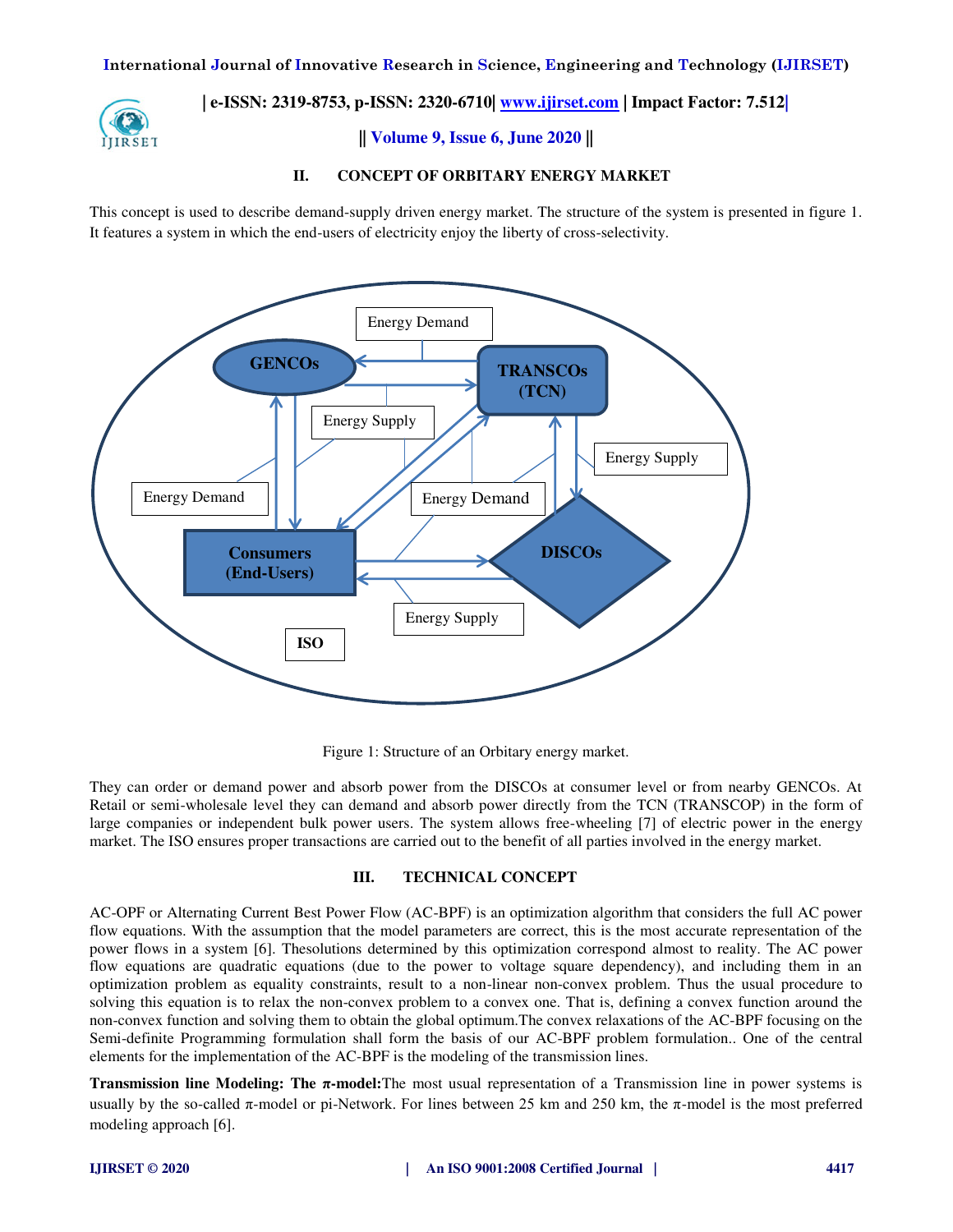## II. CONCEPT OF ORBITARY ENERGY MARKET

This concept is used to describe demand-supply driven energy market. The structure of the system is presented in figure 1. It features a system in which the end-users of electricity enjoy the liberty of cross-selectivity.

Figure 1: Structure of an Orbitary energy market.

They can order or demand power and absorb power from the DISCOs at consumer level or from nearby GENCOs. At Retail or semi-wholesale level they can demand and absorb power directly from the TCN (TRANSCOP) in the form of large companies or independent bulk power users. The system allows free-wheeling [7] of electric power in the energy market. The ISO ensures proper transactions are carried out to the benefit of all parties involved in the energy market.

## III. TECHNICAL CONCEPT

AC-OPF or Alternating Current Best Power Flow (AC-BPF) is an optimization algorithm that considers the full AC power flow equations. With the assumption that the model parameters are correct, this is the most accurate representation of the power flows in a system [6]. Thesolutions determined by this optimization correspond almost to reality. The AC power flow equations are quadratic equations (due to the power to voltage square dependency), and including them in an optimization problem as equality constraints, result to a non-linear non-convex problem. Thus the usual procedure to solving this equation is to relax the non-convex problem to a convex one. That is, defining a convex function around the non-convex function and solving them to obtain the global optimum.The convex relaxations of the AC-BPF focusing on the Semi-definite Programming formulation shall form the basis of our AC-BPF problem formulation.. One of the central elements for the implementation of the AC-BPF is the modeling of the transmission lines.

**Transmission line Modeling: The π-model:**The most usual representation of a Transmission line in power systems is usually by the so-called π-model or pi-Network. For lines between 25 km and 250 km, the π-model is the most preferred modeling approach [6].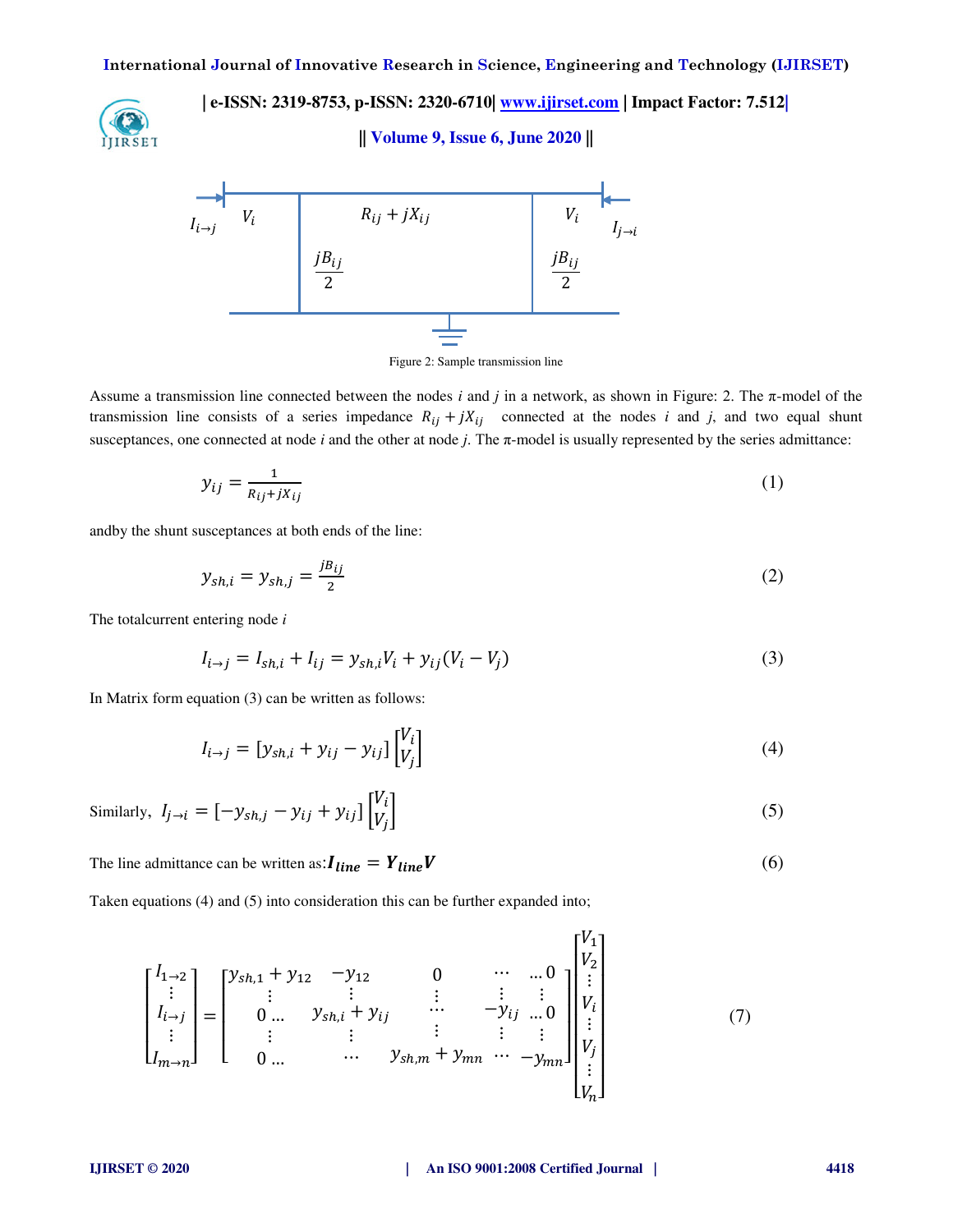Figure 2: Sample transmission line

Assume a transmission line connected between the nodes *i* and *j* in a network, as shown in Figure: 2. The π-model of the transmission line consists of a series impedance $R_{ij} + jX_{ij}$ connected at the nodes *i* and *j*, and two equal shunt susceptances, one connected at node *i* and the other at node *j*. The π-model is usually represented by the series admittance:

$$y_{ij} = \frac{1}{R_{ij}+jX_{ij}} \tag{1}$$

andby the shunt susceptances at both ends of the line:

$$y_{sh,i} = y_{sh,j} = \frac{jB_{ij}}{2} \tag{2}$$

The totalcurrent entering node *i*

$$I_{i\to j} = I_{sh,i} + I_{ij} = y_{sh,i}V_i + y_{ij}(V_i - V_j) \tag{3}$$

In Matrix form equation (3) can be written as follows:

$$I_{i\to j} = [y_{sh,i} + y_{ij} - y_{ij}] \begin{bmatrix} V_i \\ V_j \end{bmatrix} \tag{4}$$

Similarly, $I_{j\to i} = [-y_{sh,j} - y_{ij} + y_{ij}] \begin{bmatrix} V_i \\ V_j \end{bmatrix}$ (5)

The line admittance can be written as: $\boldsymbol{I_{line}} = \boldsymbol{Y_{line}V}$ (6)

Taken equations (4) and (5) into consideration this can be further expanded into;

$$\begin{bmatrix} I_{1\to 2} \\ \vdots \\ I_{i\to j} \\ \vdots \\ I_{m\to n} \end{bmatrix} = \begin{bmatrix} y_{sh,1} + y_{12} & -y_{12} & 0 & \cdots & \ldots 0 \\ \vdots & \vdots & \vdots & \vdots & \vdots \\ 0 \ldots & y_{sh,i} + y_{ij} & \cdots & -y_{ij} & \ldots 0 \\ \vdots & \vdots & \vdots & \vdots & \vdots \\ 0 \ldots & \cdots & y_{sh,m} + y_{mn} & \cdots & -y_{mn} \end{bmatrix} \begin{bmatrix} V_1 \\ V_2 \\ \vdots \\ V_i \\ \vdots \\ V_j \\ \vdots \\ V_n \end{bmatrix} \tag{7}$$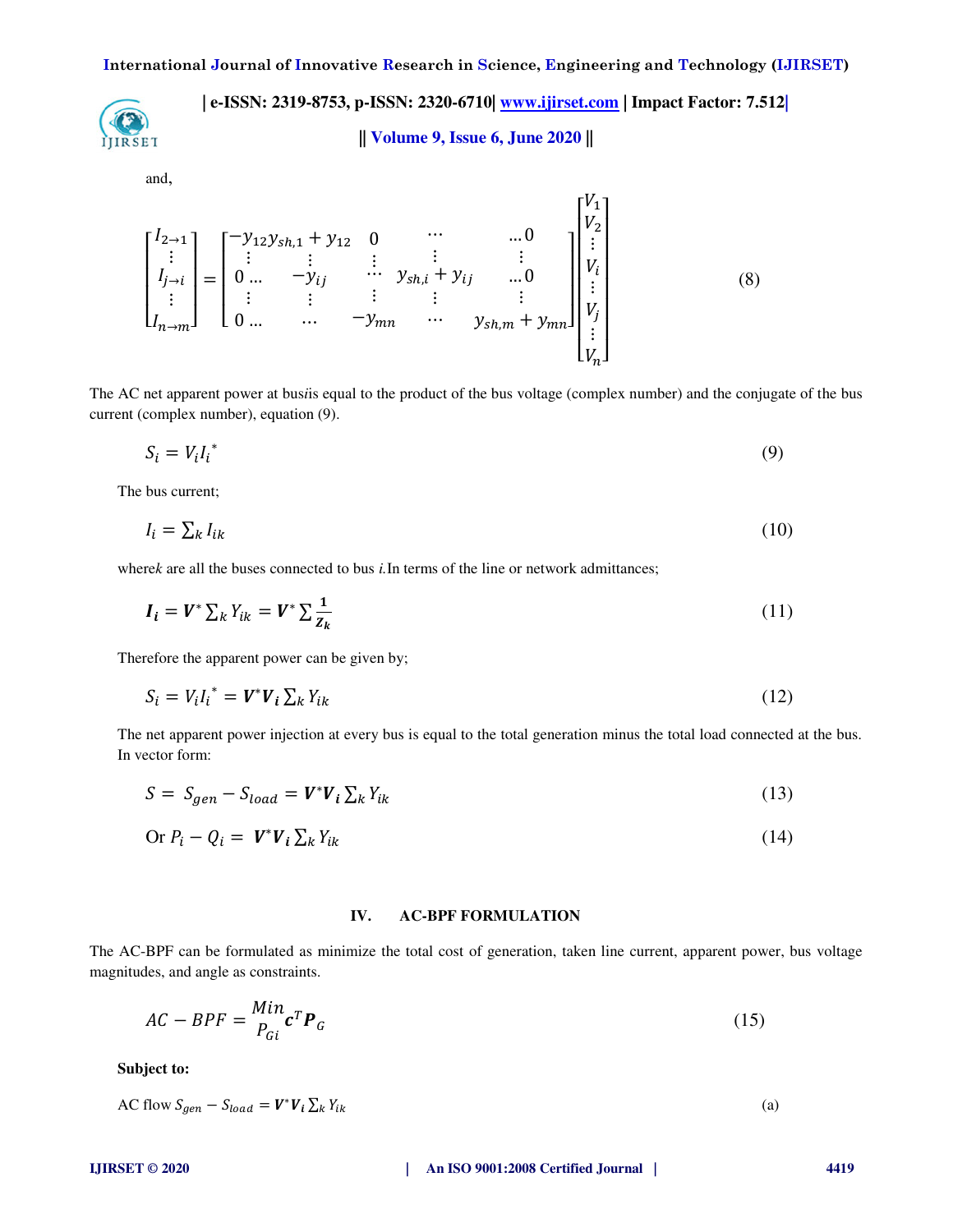and,

$$\begin{bmatrix} I_{2\to 1} \\ \vdots \\ I_{j\to i} \\ \vdots \\ I_{n\to m} \end{bmatrix} = \begin{bmatrix} -y_{12}y_{sh,1} + y_{12} & 0 & \cdots & & \ldots 0 \\ \vdots & \vdots & \vdots & \vdots & \vdots \\ 0 \ldots & -y_{ij} & \cdots & y_{sh,i} + y_{ij} & \ldots 0 \\ \vdots & \vdots & \vdots & \vdots & \vdots \\ 0 \ldots & \cdots & -y_{mn} & \cdots & y_{sh,m} + y_{mn} \end{bmatrix} \begin{bmatrix} V_1 \\ V_2 \\ \vdots \\ V_i \\ \vdots \\ V_j \\ \vdots \\ V_n \end{bmatrix} \tag{8}$$

The AC net apparent power at bus*i*is equal to the product of the bus voltage (complex number) and the conjugate of the bus current (complex number), equation (9).

$$S_i = V_i {I_i}^* \tag{9}$$

The bus current;

$$I_i = \sum_k I_{ik} \tag{10}$$

where*k* are all the buses connected to bus *i*.In terms of the line or network admittances;

$$\boldsymbol{I_i} = \boldsymbol{V}^* \sum_k Y_{ik} = \boldsymbol{V}^* \sum \frac{\mathbf{1}}{\boldsymbol{Z_k}} \tag{11}$$

Therefore the apparent power can be given by;

$$S_i = V_i {I_i}^* = \boldsymbol{V}^* \boldsymbol{V_i} \sum_k Y_{ik} \tag{12}$$

The net apparent power injection at every bus is equal to the total generation minus the total load connected at the bus. In vector form:

$$S = S_{gen} - S_{load} = \boldsymbol{V}^* \boldsymbol{V_i} \sum_k Y_{ik} \tag{13}$$

$$\text{Or } P_i - Q_i = \boldsymbol{V}^* \boldsymbol{V_i} \sum_k Y_{ik} \tag{14}$$

## IV. AC-BPF FORMULATION

The AC-BPF can be formulated as minimize the total cost of generation, taken line current, apparent power, bus voltage magnitudes, and angle as constraints.

$$AC - BPF = \underset{P_{Gi}}{Min} \, \boldsymbol{c}^T \boldsymbol{P}_G \tag{15}$$

**Subject to:**

$$\text{AC flow } S_{gen} - S_{load} = \boldsymbol{V}^* \boldsymbol{V_i} \sum_k Y_{ik} \tag{a}$$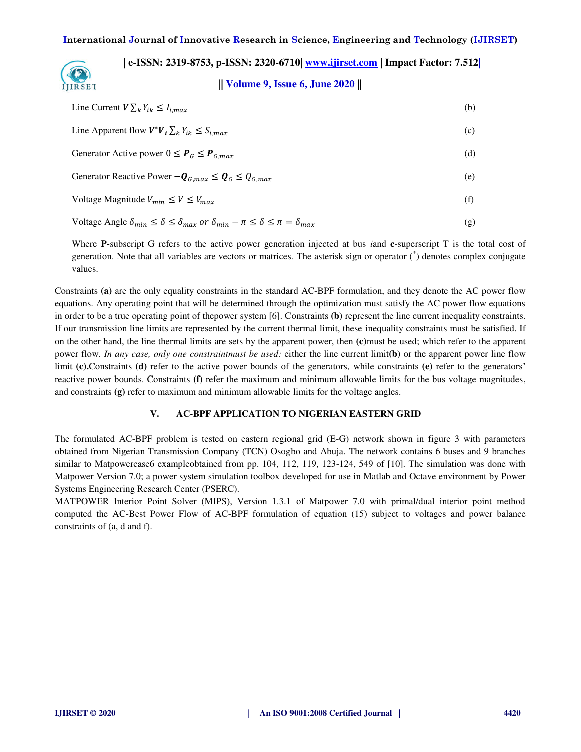Line Current $\boldsymbol{V}\sum_k Y_{ik} \leq I_{i,max}$ (b)

Line Apparent flow $\boldsymbol{V}^*\boldsymbol{V}_i \sum_k Y_{ik} \leq S_{i,max}$ (c)

Generator Active power $0 \leq \boldsymbol{P}_G \leq \boldsymbol{P}_{G,max}$ (d)

Generator Reactive Power $-\boldsymbol{Q}_{G,max} \leq \boldsymbol{Q}_G \leq Q_{G,max}$ (e)

Voltage Magnitude $V_{min} \leq V \leq V_{max}$ (f)

Voltage Angle $\delta_{min} \leq \delta \leq \delta_{max}$ $or$ $\delta_{min} - \pi \leq \delta \leq \pi = \delta_{max}$ (g)

Where **P-**subscript G refers to the active power generation injected at bus *i*and **c**-superscript T is the total cost of generation. Note that all variables are vectors or matrices. The asterisk sign or operator ($^*$) denotes complex conjugate values.

Constraints **(a)** are the only equality constraints in the standard AC-BPF formulation, and they denote the AC power flow equations. Any operating point that will be determined through the optimization must satisfy the AC power flow equations in order to be a true operating point of thepower system [6]. Constraints **(b)** represent the line current inequality constraints. If our transmission line limits are represented by the current thermal limit, these inequality constraints must be satisfied. If on the other hand, the line thermal limits are sets by the apparent power, then **(c)**must be used; which refer to the apparent power flow. *In any case, only one constraintmust be used:* either the line current limit**(b)** or the apparent power line flow limit **(c).**Constraints **(d)** refer to the active power bounds of the generators, while constraints **(e)** refer to the generators' reactive power bounds. Constraints **(f)** refer the maximum and minimum allowable limits for the bus voltage magnitudes, and constraints **(g)** refer to maximum and minimum allowable limits for the voltage angles.

## V. AC-BPF APPLICATION TO NIGERIAN EASTERN GRID

The formulated AC-BPF problem is tested on eastern regional grid (E-G) network shown in figure 3 with parameters obtained from Nigerian Transmission Company (TCN) Osogbo and Abuja. The network contains 6 buses and 9 branches similar to Matpowercase6 exampleobtained from pp. 104, 112, 119, 123-124, 549 of [10]. The simulation was done with Matpower Version 7.0; a power system simulation toolbox developed for use in Matlab and Octave environment by Power Systems Engineering Research Center (PSERC).

MATPOWER Interior Point Solver (MIPS), Version 1.3.1 of Matpower 7.0 with primal/dual interior point method computed the AC-Best Power Flow of AC-BPF formulation of equation (15) subject to voltages and power balance constraints of (a, d and f).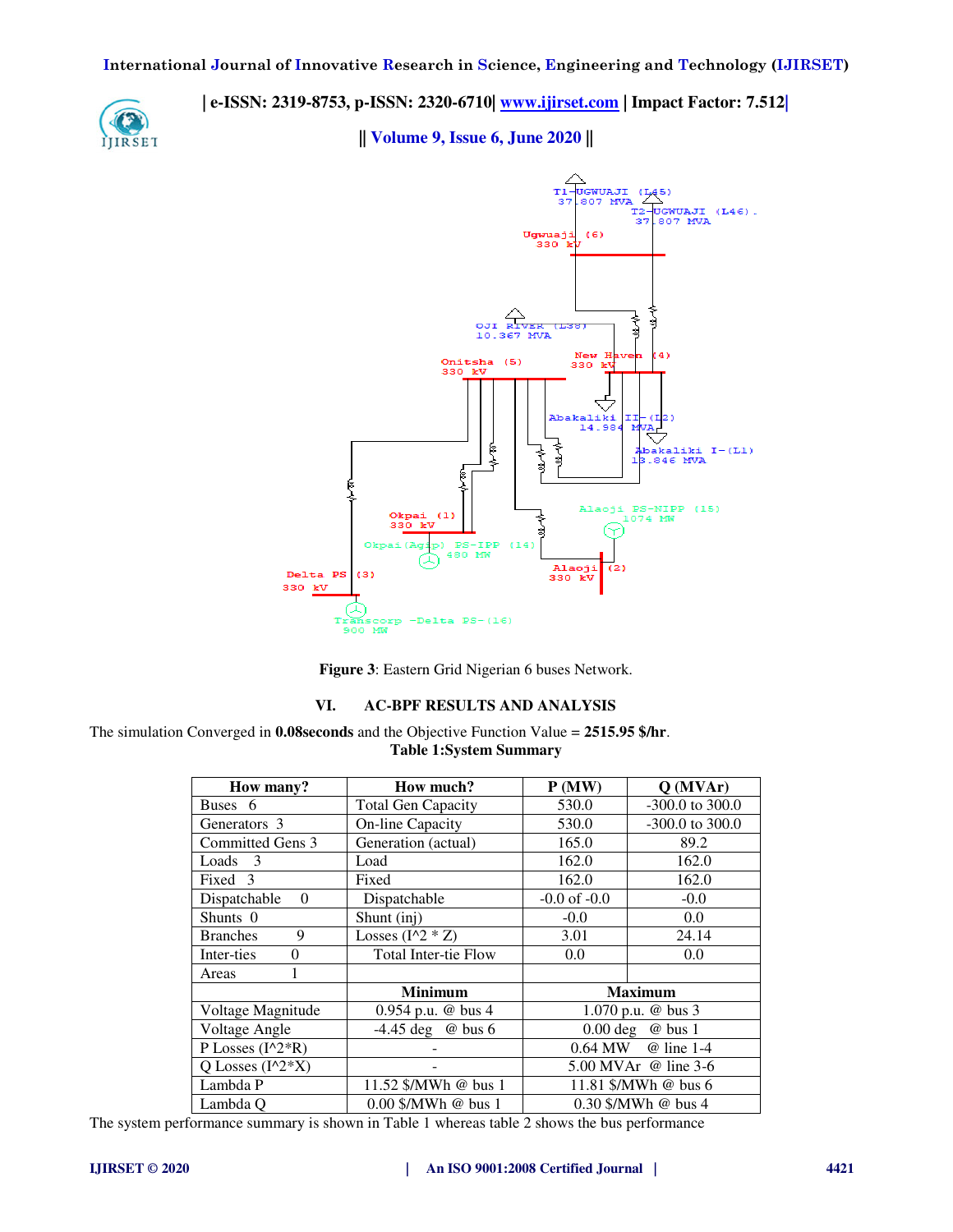Figure 3: Eastern Grid Nigerian 6 buses Network.

## VI. AC-BPF RESULTS AND ANALYSIS

The simulation Converged in **0.08seconds** and the Objective Function Value = **2515.95 $/hr**.

**Table 1:System Summary**

| How many? | How much? | P (MW) | Q (MVAr) |
|---|---|---|---|
| Buses 6 | Total Gen Capacity | 530.0 | -300.0 to 300.0 |
| Generators 3 | On-line Capacity | 530.0 | -300.0 to 300.0 |
| Committed Gens 3 | Generation (actual) | 165.0 | 89.2 |
| Loads 3 | Load | 162.0 | 162.0 |
| Fixed 3 | Fixed | 162.0 | 162.0 |
| Dispatchable 0 | Dispatchable | -0.0 of -0.0 | -0.0 |
| Shunts 0 | Shunt (inj) | -0.0 | 0.0 |
| Branches 9 | Losses (I^2 * Z) | 3.01 | 24.14 |
| Inter-ties 0 | Total Inter-tie Flow | 0.0 | 0.0 |
| Areas 1 | | | |
| | **Minimum** | **Maximum** | |
| Voltage Magnitude | 0.954 p.u. @ bus 4 | 1.070 p.u. @ bus 3 | |
| Voltage Angle | -4.45 deg @ bus 6 | 0.00 deg @ bus 1 | |
| P Losses (I^2*R) | - | 0.64 MW @ line 1-4 | |
| Q Losses (I^2*X) | - | 5.00 MVAr @ line 3-6 | |
| Lambda P | 11.52 $/MWh @ bus 1 | 11.81 $/MWh @ bus 6 | |
| Lambda Q | 0.00 $/MWh @ bus 1 | 0.30 $/MWh @ bus 4 | |

The system performance summary is shown in Table 1 whereas table 2 shows the bus performance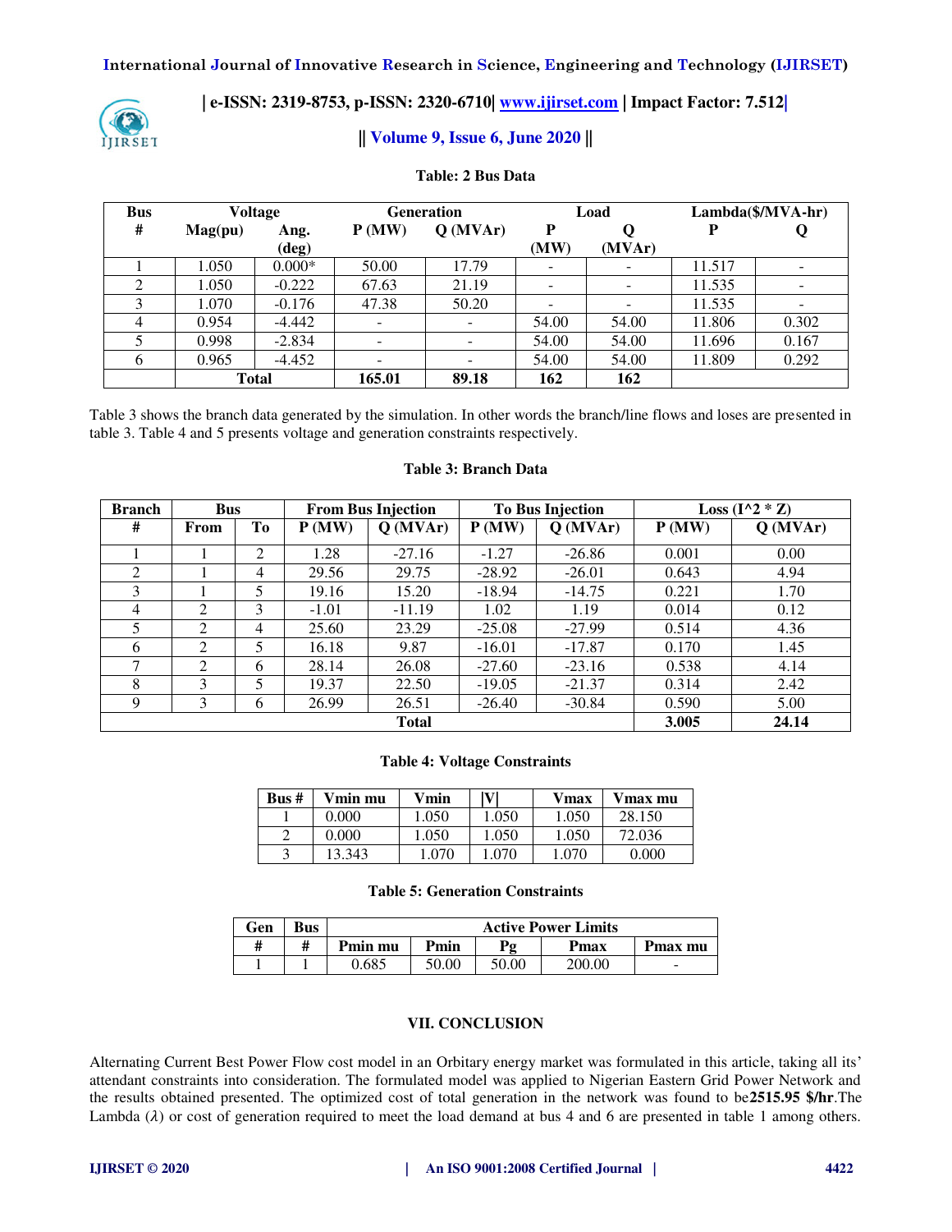**Table: 2 Bus Data**

| Bus | Voltage | | Generation | | Load | | Lambda($/MVA-hr) | |
|---|---|---|---|---|---|---|---|---|
| # | Mag(pu) | Ang. (deg) | P (MW) | Q (MVAr) | P (MW) | Q (MVAr) | P | Q |
| 1 | 1.050 | 0.000* | 50.00 | 17.79 | - | - | 11.517 | - |
| 2 | 1.050 | -0.222 | 67.63 | 21.19 | - | - | 11.535 | - |
| 3 | 1.070 | -0.176 | 47.38 | 50.20 | - | - | 11.535 | - |
| 4 | 0.954 | -4.442 | - | - | 54.00 | 54.00 | 11.806 | 0.302 |
| 5 | 0.998 | -2.834 | - | - | 54.00 | 54.00 | 11.696 | 0.167 |
| 6 | 0.965 | -4.452 | - | - | 54.00 | 54.00 | 11.809 | 0.292 |
| | Total | | **165.01** | **89.18** | **162** | **162** | | |

Table 3 shows the branch data generated by the simulation. In other words the branch/line flows and loses are presented in table 3. Table 4 and 5 presents voltage and generation constraints respectively.

**Table 3: Branch Data**

| Branch | Bus | | From Bus Injection | | To Bus Injection | | Loss (I^2 * Z) | |
|---|---|---|---|---|---|---|---|---|
| # | From | To | P (MW) | Q (MVAr) | P (MW) | Q (MVAr) | P (MW) | Q (MVAr) |
| 1 | 1 | 2 | 1.28 | -27.16 | -1.27 | -26.86 | 0.001 | 0.00 |
| 2 | 1 | 4 | 29.56 | 29.75 | -28.92 | -26.01 | 0.643 | 4.94 |
| 3 | 1 | 5 | 19.16 | 15.20 | -18.94 | -14.75 | 0.221 | 1.70 |
| 4 | 2 | 3 | -1.01 | -11.19 | 1.02 | 1.19 | 0.014 | 0.12 |
| 5 | 2 | 4 | 25.60 | 23.29 | -25.08 | -27.99 | 0.514 | 4.36 |
| 6 | 2 | 5 | 16.18 | 9.87 | -16.01 | -17.87 | 0.170 | 1.45 |
| 7 | 2 | 6 | 28.14 | 26.08 | -27.60 | -23.16 | 0.538 | 4.14 |
| 8 | 3 | 5 | 19.37 | 22.50 | -19.05 | -21.37 | 0.314 | 2.42 |
| 9 | 3 | 6 | 26.99 | 26.51 | -26.40 | -30.84 | 0.590 | 5.00 |
| | | | | Total | | | **3.005** | **24.14** |

**Table 4: Voltage Constraints**

| Bus # | Vmin mu | Vmin | \|V\| | Vmax | Vmax mu |
|---|---|---|---|---|---|
| 1 | 0.000 | 1.050 | 1.050 | 1.050 | 28.150 |
| 2 | 0.000 | 1.050 | 1.050 | 1.050 | 72.036 |
| 3 | 13.343 | 1.070 | 1.070 | 1.070 | 0.000 |

**Table 5: Generation Constraints**

| Gen | Bus | Active Power Limits | | | | |
|---|---|---|---|---|---|---|
| # | # | Pmin mu | Pmin | Pg | Pmax | Pmax mu |
| 1 | 1 | 0.685 | 50.00 | 50.00 | 200.00 | - |

## VII. CONCLUSION

Alternating Current Best Power Flow cost model in an Orbitary energy market was formulated in this article, taking all its' attendant constraints into consideration. The formulated model was applied to Nigerian Eastern Grid Power Network and the results obtained presented. The optimized cost of total generation in the network was found to be**2515.95 $/hr**.The Lambda ($\lambda$) or cost of generation required to meet the load demand at bus 4 and 6 are presented in table 1 among others.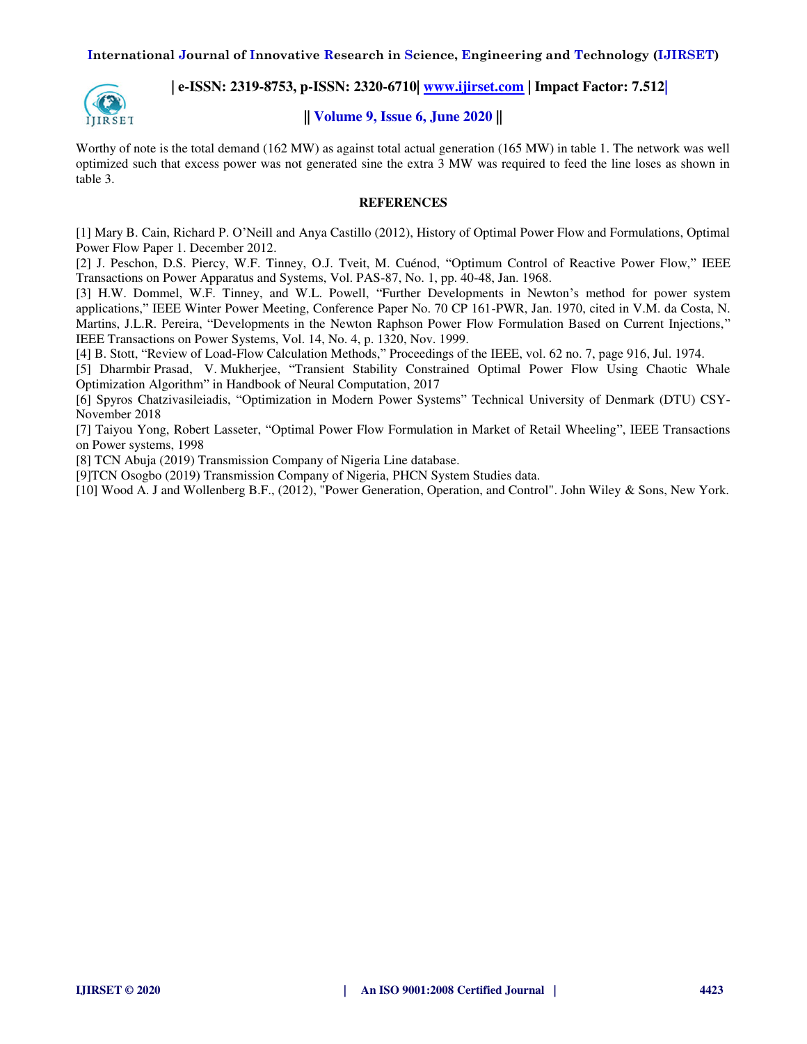Worthy of note is the total demand (162 MW) as against total actual generation (165 MW) in table 1. The network was well optimized such that excess power was not generated sine the extra 3 MW was required to feed the line loses as shown in table 3.

## REFERENCES

[1] Mary B. Cain, Richard P. O'Neill and Anya Castillo (2012), History of Optimal Power Flow and Formulations, Optimal Power Flow Paper 1. December 2012.

[2] J. Peschon, D.S. Piercy, W.F. Tinney, O.J. Tveit, M. Cuénod, "Optimum Control of Reactive Power Flow," IEEE Transactions on Power Apparatus and Systems, Vol. PAS-87, No. 1, pp. 40-48, Jan. 1968.

[3] H.W. Dommel, W.F. Tinney, and W.L. Powell, "Further Developments in Newton's method for power system applications," IEEE Winter Power Meeting, Conference Paper No. 70 CP 161-PWR, Jan. 1970, cited in V.M. da Costa, N. Martins, J.L.R. Pereira, "Developments in the Newton Raphson Power Flow Formulation Based on Current Injections," IEEE Transactions on Power Systems, Vol. 14, No. 4, p. 1320, Nov. 1999.

[4] B. Stott, "Review of Load-Flow Calculation Methods," Proceedings of the IEEE, vol. 62 no. 7, page 916, Jul. 1974.

[5] Dharmbir Prasad, V. Mukherjee, "Transient Stability Constrained Optimal Power Flow Using Chaotic Whale Optimization Algorithm" in Handbook of Neural Computation, 2017

[6] Spyros Chatzivasileiadis, "Optimization in Modern Power Systems" Technical University of Denmark (DTU) CSY-November 2018

[7] Taiyou Yong, Robert Lasseter, "Optimal Power Flow Formulation in Market of Retail Wheeling", IEEE Transactions on Power systems, 1998

[8] TCN Abuja (2019) Transmission Company of Nigeria Line database.

[9]TCN Osogbo (2019) Transmission Company of Nigeria, PHCN System Studies data.

[10] Wood A. J and Wollenberg B.F., (2012), "Power Generation, Operation, and Control". John Wiley & Sons, New York.